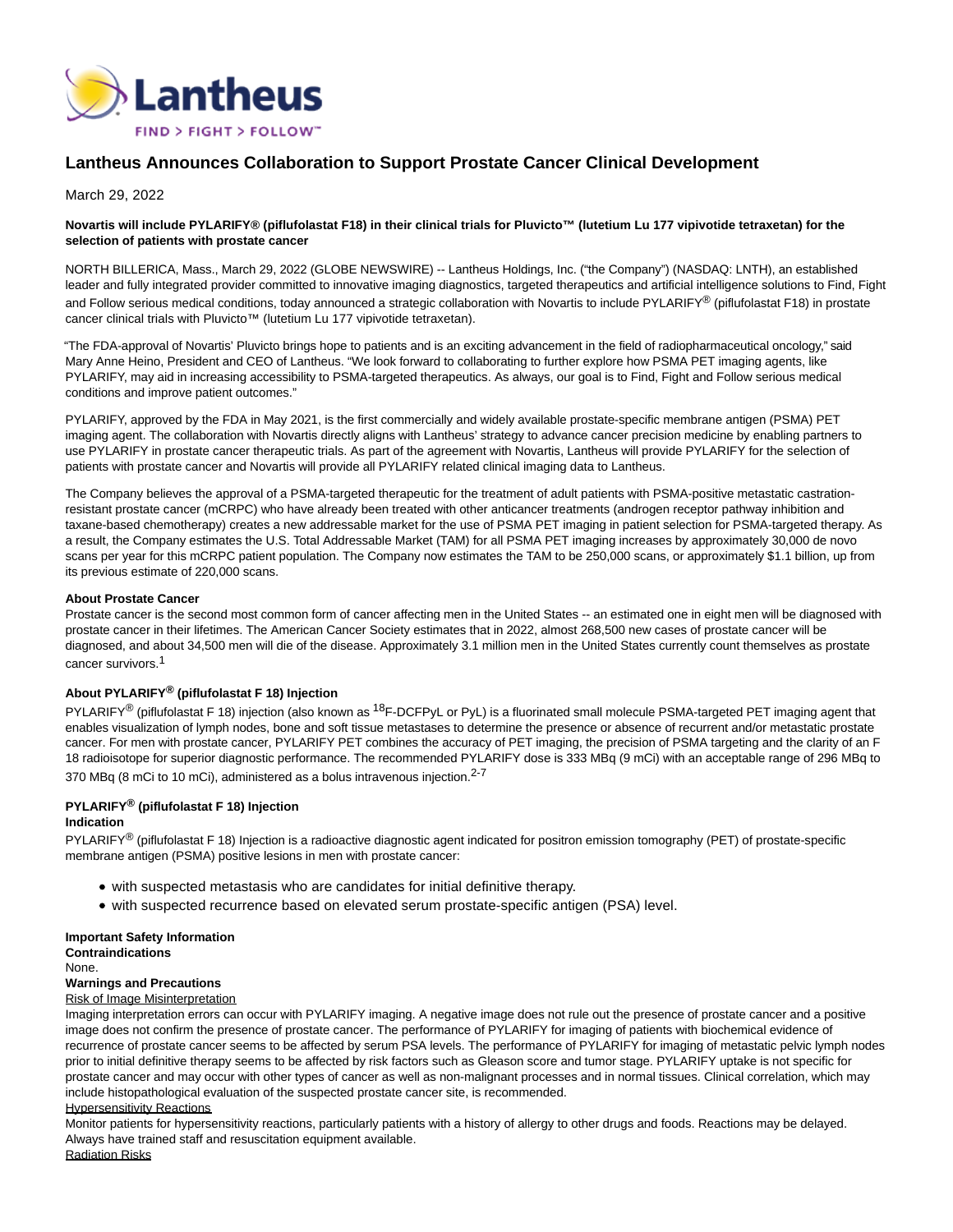# Lantheus Announces Collaboration to Support Prostate Cancer Clinical Development

March 29, 2022

**Novartis will include PYLARIFY® (piflufolastat F18) in their clinical trials for Pluvicto™ (lutetium Lu 177 vipivotide tetraxetan) for the selection of patients with prostate cancer**

NORTH BILLERICA, Mass., March 29, 2022 (GLOBE NEWSWIRE) -- Lantheus Holdings, Inc. ("the Company") (NASDAQ: LNTH), an established leader and fully integrated provider committed to innovative imaging diagnostics, targeted therapeutics and artificial intelligence solutions to Find, Fight and Follow serious medical conditions, today announced a strategic collaboration with Novartis to include PYLARIFY® (piflufolastat F18) in prostate cancer clinical trials with Pluvicto™ (lutetium Lu 177 vipivotide tetraxetan).

"The FDA-approval of Novartis' Pluvicto brings hope to patients and is an exciting advancement in the field of radiopharmaceutical oncology," said Mary Anne Heino, President and CEO of Lantheus. "We look forward to collaborating to further explore how PSMA PET imaging agents, like PYLARIFY, may aid in increasing accessibility to PSMA-targeted therapeutics. As always, our goal is to Find, Fight and Follow serious medical conditions and improve patient outcomes."

PYLARIFY, approved by the FDA in May 2021, is the first commercially and widely available prostate-specific membrane antigen (PSMA) PET imaging agent. The collaboration with Novartis directly aligns with Lantheus' strategy to advance cancer precision medicine by enabling partners to use PYLARIFY in prostate cancer therapeutic trials. As part of the agreement with Novartis, Lantheus will provide PYLARIFY for the selection of patients with prostate cancer and Novartis will provide all PYLARIFY related clinical imaging data to Lantheus.

The Company believes the approval of a PSMA-targeted therapeutic for the treatment of adult patients with PSMA-positive metastatic castration-resistant prostate cancer (mCRPC) who have already been treated with other anticancer treatments (androgen receptor pathway inhibition and taxane-based chemotherapy) creates a new addressable market for the use of PSMA PET imaging in patient selection for PSMA-targeted therapy. As a result, the Company estimates the U.S. Total Addressable Market (TAM) for all PSMA PET imaging increases by approximately 30,000 de novo scans per year for this mCRPC patient population. The Company now estimates the TAM to be 250,000 scans, or approximately $1.1 billion, up from its previous estimate of 220,000 scans.

**About Prostate Cancer**

Prostate cancer is the second most common form of cancer affecting men in the United States -- an estimated one in eight men will be diagnosed with prostate cancer in their lifetimes. The American Cancer Society estimates that in 2022, almost 268,500 new cases of prostate cancer will be diagnosed, and about 34,500 men will die of the disease. Approximately 3.1 million men in the United States currently count themselves as prostate cancer survivors.[1]

**About PYLARIFY® (piflufolastat F 18) Injection**

PYLARIFY® (piflufolastat F 18) injection (also known as $^{18}$F-DCFPyL or PyL) is a fluorinated small molecule PSMA-targeted PET imaging agent that enables visualization of lymph nodes, bone and soft tissue metastases to determine the presence or absence of recurrent and/or metastatic prostate cancer. For men with prostate cancer, PYLARIFY PET combines the accuracy of PET imaging, the precision of PSMA targeting and the clarity of an F 18 radioisotope for superior diagnostic performance. The recommended PYLARIFY dose is 333 MBq (9 mCi) with an acceptable range of 296 MBq to 370 MBq (8 mCi to 10 mCi), administered as a bolus intravenous injection.[2-7]

**PYLARIFY® (piflufolastat F 18) Injection**
**Indication**

PYLARIFY® (piflufolastat F 18) Injection is a radioactive diagnostic agent indicated for positron emission tomography (PET) of prostate-specific membrane antigen (PSMA) positive lesions in men with prostate cancer:

- with suspected metastasis who are candidates for initial definitive therapy.
- with suspected recurrence based on elevated serum prostate-specific antigen (PSA) level.

**Important Safety Information**
**Contraindications**
None.
**Warnings and Precautions**
Risk of Image Misinterpretation
Imaging interpretation errors can occur with PYLARIFY imaging. A negative image does not rule out the presence of prostate cancer and a positive image does not confirm the presence of prostate cancer. The performance of PYLARIFY for imaging of patients with biochemical evidence of recurrence of prostate cancer seems to be affected by serum PSA levels. The performance of PYLARIFY for imaging of metastatic pelvic lymph nodes prior to initial definitive therapy seems to be affected by risk factors such as Gleason score and tumor stage. PYLARIFY uptake is not specific for prostate cancer and may occur with other types of cancer as well as non-malignant processes and in normal tissues. Clinical correlation, which may include histopathological evaluation of the suspected prostate cancer site, is recommended.
Hypersensitivity Reactions
Monitor patients for hypersensitivity reactions, particularly patients with a history of allergy to other drugs and foods. Reactions may be delayed. Always have trained staff and resuscitation equipment available.
Radiation Risks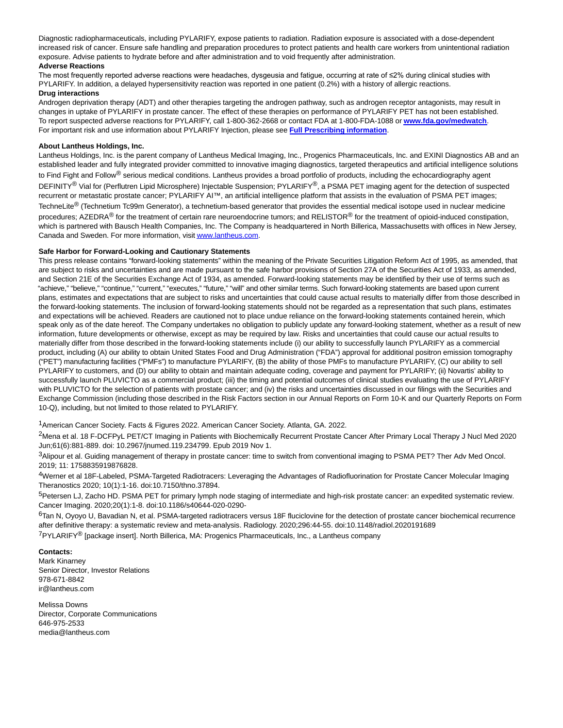Diagnostic radiopharmaceuticals, including PYLARIFY, expose patients to radiation. Radiation exposure is associated with a dose-dependent increased risk of cancer. Ensure safe handling and preparation procedures to protect patients and health care workers from unintentional radiation exposure. Advise patients to hydrate before and after administration and to void frequently after administration.

**Adverse Reactions**

The most frequently reported adverse reactions were headaches, dysgeusia and fatigue, occurring at rate of ≤2% during clinical studies with PYLARIFY. In addition, a delayed hypersensitivity reaction was reported in one patient (0.2%) with a history of allergic reactions.

**Drug interactions**

Androgen deprivation therapy (ADT) and other therapies targeting the androgen pathway, such as androgen receptor antagonists, may result in changes in uptake of PYLARIFY in prostate cancer. The effect of these therapies on performance of PYLARIFY PET has not been established.
To report suspected adverse reactions for PYLARIFY, call 1-800-362-2668 or contact FDA at 1-800-FDA-1088 or **www.fda.gov/medwatch**.
For important risk and use information about PYLARIFY Injection, please see **Full Prescribing information**.

**About Lantheus Holdings, Inc.**

Lantheus Holdings, Inc. is the parent company of Lantheus Medical Imaging, Inc., Progenics Pharmaceuticals, Inc. and EXINI Diagnostics AB and an established leader and fully integrated provider committed to innovative imaging diagnostics, targeted therapeutics and artificial intelligence solutions to Find Fight and Follow® serious medical conditions. Lantheus provides a broad portfolio of products, including the echocardiography agent DEFINITY® Vial for (Perflutren Lipid Microsphere) Injectable Suspension; PYLARIFY®, a PSMA PET imaging agent for the detection of suspected recurrent or metastatic prostate cancer; PYLARIFY AI™, an artificial intelligence platform that assists in the evaluation of PSMA PET images; TechneLite® (Technetium Tc99m Generator), a technetium-based generator that provides the essential medical isotope used in nuclear medicine procedures; AZEDRA® for the treatment of certain rare neuroendocrine tumors; and RELISTOR® for the treatment of opioid-induced constipation, which is partnered with Bausch Health Companies, Inc. The Company is headquartered in North Billerica, Massachusetts with offices in New Jersey, Canada and Sweden. For more information, visit www.lantheus.com.

**Safe Harbor for Forward-Looking and Cautionary Statements**

This press release contains "forward-looking statements" within the meaning of the Private Securities Litigation Reform Act of 1995, as amended, that are subject to risks and uncertainties and are made pursuant to the safe harbor provisions of Section 27A of the Securities Act of 1933, as amended, and Section 21E of the Securities Exchange Act of 1934, as amended. Forward-looking statements may be identified by their use of terms such as "achieve," "believe," "continue," "current," "executes," "future," "will" and other similar terms. Such forward-looking statements are based upon current plans, estimates and expectations that are subject to risks and uncertainties that could cause actual results to materially differ from those described in the forward-looking statements. The inclusion of forward-looking statements should not be regarded as a representation that such plans, estimates and expectations will be achieved. Readers are cautioned not to place undue reliance on the forward-looking statements contained herein, which speak only as of the date hereof. The Company undertakes no obligation to publicly update any forward-looking statement, whether as a result of new information, future developments or otherwise, except as may be required by law. Risks and uncertainties that could cause our actual results to materially differ from those described in the forward-looking statements include (i) our ability to successfully launch PYLARIFY as a commercial product, including (A) our ability to obtain United States Food and Drug Administration ("FDA") approval for additional positron emission tomography ("PET") manufacturing facilities ("PMFs") to manufacture PYLARIFY, (B) the ability of those PMFs to manufacture PYLARIFY, (C) our ability to sell PYLARIFY to customers, and (D) our ability to obtain and maintain adequate coding, coverage and payment for PYLARIFY; (ii) Novartis' ability to successfully launch PLUVICTO as a commercial product; (iii) the timing and potential outcomes of clinical studies evaluating the use of PYLARIFY with PLUVICTO for the selection of patients with prostate cancer; and (iv) the risks and uncertainties discussed in our filings with the Securities and Exchange Commission (including those described in the Risk Factors section in our Annual Reports on Form 10-K and our Quarterly Reports on Form 10-Q), including, but not limited to those related to PYLARIFY.

[1]American Cancer Society. Facts & Figures 2022. American Cancer Society. Atlanta, GA. 2022.

[2]Mena et al. 18 F-DCFPyL PET/CT Imaging in Patients with Biochemically Recurrent Prostate Cancer After Primary Local Therapy J Nucl Med 2020 Jun;61(6):881-889. doi: 10.2967/jnumed.119.234799. Epub 2019 Nov 1.

[3]Alipour et al. Guiding management of therapy in prostate cancer: time to switch from conventional imaging to PSMA PET? Ther Adv Med Oncol. 2019; 11: 1758835919876828.

[4]Werner et al 18F-Labeled, PSMA-Targeted Radiotracers: Leveraging the Advantages of Radiofluorination for Prostate Cancer Molecular Imaging Theranostics 2020; 10(1):1-16. doi:10.7150/thno.37894.

[5]Petersen LJ, Zacho HD. PSMA PET for primary lymph node staging of intermediate and high-risk prostate cancer: an expedited systematic review. Cancer Imaging. 2020;20(1):1-8. doi:10.1186/s40644-020-0290-

[6]Tan N, Oyoyo U, Bavadian N, et al. PSMA-targeted radiotracers versus 18F fluciclovine for the detection of prostate cancer biochemical recurrence after definitive therapy: a systematic review and meta-analysis. Radiology. 2020;296:44-55. doi:10.1148/radiol.2020191689

[7]PYLARIFY® [package insert]. North Billerica, MA: Progenics Pharmaceuticals, Inc., a Lantheus company

**Contacts:**

Mark Kinarney
Senior Director, Investor Relations
978-671-8842
ir@lantheus.com

Melissa Downs
Director, Corporate Communications
646-975-2533
media@lantheus.com